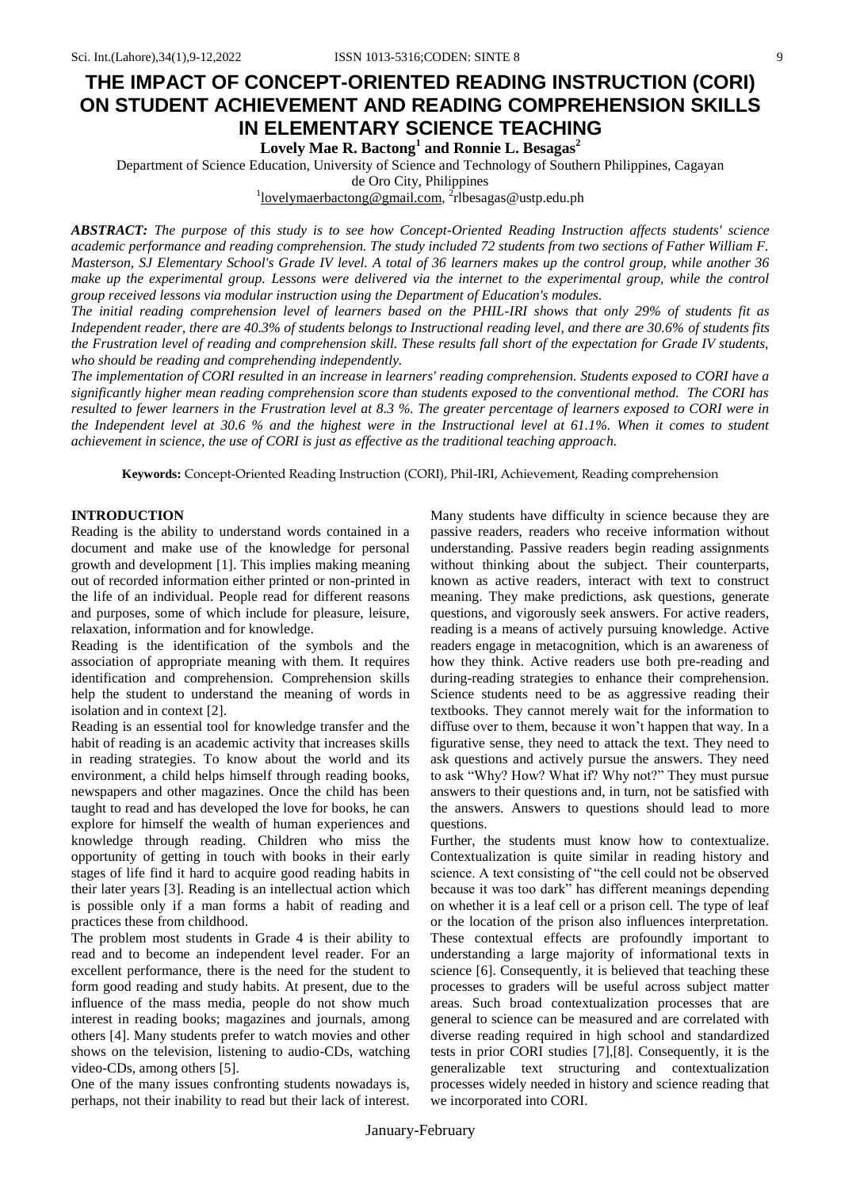# THE IMPACT OF CONCEPT-ORIENTED READING INSTRUCTION (CORI) ON STUDENT ACHIEVEMENT AND READING COMPREHENSION SKILLS IN ELEMENTARY SCIENCE TEACHING

**Lovely Mae R. Bactong[1] and Ronnie L. Besagas[2]**

Department of Science Education, University of Science and Technology of Southern Philippines, Cagayan de Oro City, Philippines

[1]lovelymaerbactong@gmail.com, [2]rlbesagas@ustp.edu.ph

***ABSTRACT:*** *The purpose of this study is to see how Concept-Oriented Reading Instruction affects students' science academic performance and reading comprehension. The study included 72 students from two sections of Father William F. Masterson, SJ Elementary School's Grade IV level. A total of 36 learners makes up the control group, while another 36 make up the experimental group. Lessons were delivered via the internet to the experimental group, while the control group received lessons via modular instruction using the Department of Education's modules.*

*The initial reading comprehension level of learners based on the PHIL-IRI shows that only 29% of students fit as Independent reader, there are 40.3% of students belongs to Instructional reading level, and there are 30.6% of students fits the Frustration level of reading and comprehension skill. These results fall short of the expectation for Grade IV students, who should be reading and comprehending independently.*

*The implementation of CORI resulted in an increase in learners' reading comprehension. Students exposed to CORI have a significantly higher mean reading comprehension score than students exposed to the conventional method. The CORI has resulted to fewer learners in the Frustration level at 8.3 %. The greater percentage of learners exposed to CORI were in the Independent level at 30.6 % and the highest were in the Instructional level at 61.1%. When it comes to student achievement in science, the use of CORI is just as effective as the traditional teaching approach.*

**Keywords:** Concept-Oriented Reading Instruction (CORI), Phil-IRI, Achievement, Reading comprehension

## INTRODUCTION

Reading is the ability to understand words contained in a document and make use of the knowledge for personal growth and development [1]. This implies making meaning out of recorded information either printed or non-printed in the life of an individual. People read for different reasons and purposes, some of which include for pleasure, leisure, relaxation, information and for knowledge.

Reading is the identification of the symbols and the association of appropriate meaning with them. It requires identification and comprehension. Comprehension skills help the student to understand the meaning of words in isolation and in context [2].

Reading is an essential tool for knowledge transfer and the habit of reading is an academic activity that increases skills in reading strategies. To know about the world and its environment, a child helps himself through reading books, newspapers and other magazines. Once the child has been taught to read and has developed the love for books, he can explore for himself the wealth of human experiences and knowledge through reading. Children who miss the opportunity of getting in touch with books in their early stages of life find it hard to acquire good reading habits in their later years [3]. Reading is an intellectual action which is possible only if a man forms a habit of reading and practices these from childhood.

The problem most students in Grade 4 is their ability to read and to become an independent level reader. For an excellent performance, there is the need for the student to form good reading and study habits. At present, due to the influence of the mass media, people do not show much interest in reading books; magazines and journals, among others [4]. Many students prefer to watch movies and other shows on the television, listening to audio-CDs, watching video-CDs, among others [5].

One of the many issues confronting students nowadays is, perhaps, not their inability to read but their lack of interest. Many students have difficulty in science because they are passive readers, readers who receive information without understanding. Passive readers begin reading assignments without thinking about the subject. Their counterparts, known as active readers, interact with text to construct meaning. They make predictions, ask questions, generate questions, and vigorously seek answers. For active readers, reading is a means of actively pursuing knowledge. Active readers engage in metacognition, which is an awareness of how they think. Active readers use both pre-reading and during-reading strategies to enhance their comprehension. Science students need to be as aggressive reading their textbooks. They cannot merely wait for the information to diffuse over to them, because it won't happen that way. In a figurative sense, they need to attack the text. They need to ask questions and actively pursue the answers. They need to ask "Why? How? What if? Why not?" They must pursue answers to their questions and, in turn, not be satisfied with the answers. Answers to questions should lead to more questions.

Further, the students must know how to contextualize. Contextualization is quite similar in reading history and science. A text consisting of "the cell could not be observed because it was too dark" has different meanings depending on whether it is a leaf cell or a prison cell. The type of leaf or the location of the prison also influences interpretation. These contextual effects are profoundly important to understanding a large majority of informational texts in science [6]. Consequently, it is believed that teaching these processes to graders will be useful across subject matter areas. Such broad contextualization processes that are general to science can be measured and are correlated with diverse reading required in high school and standardized tests in prior CORI studies [7],[8]. Consequently, it is the generalizable text structuring and contextualization processes widely needed in history and science reading that we incorporated into CORI.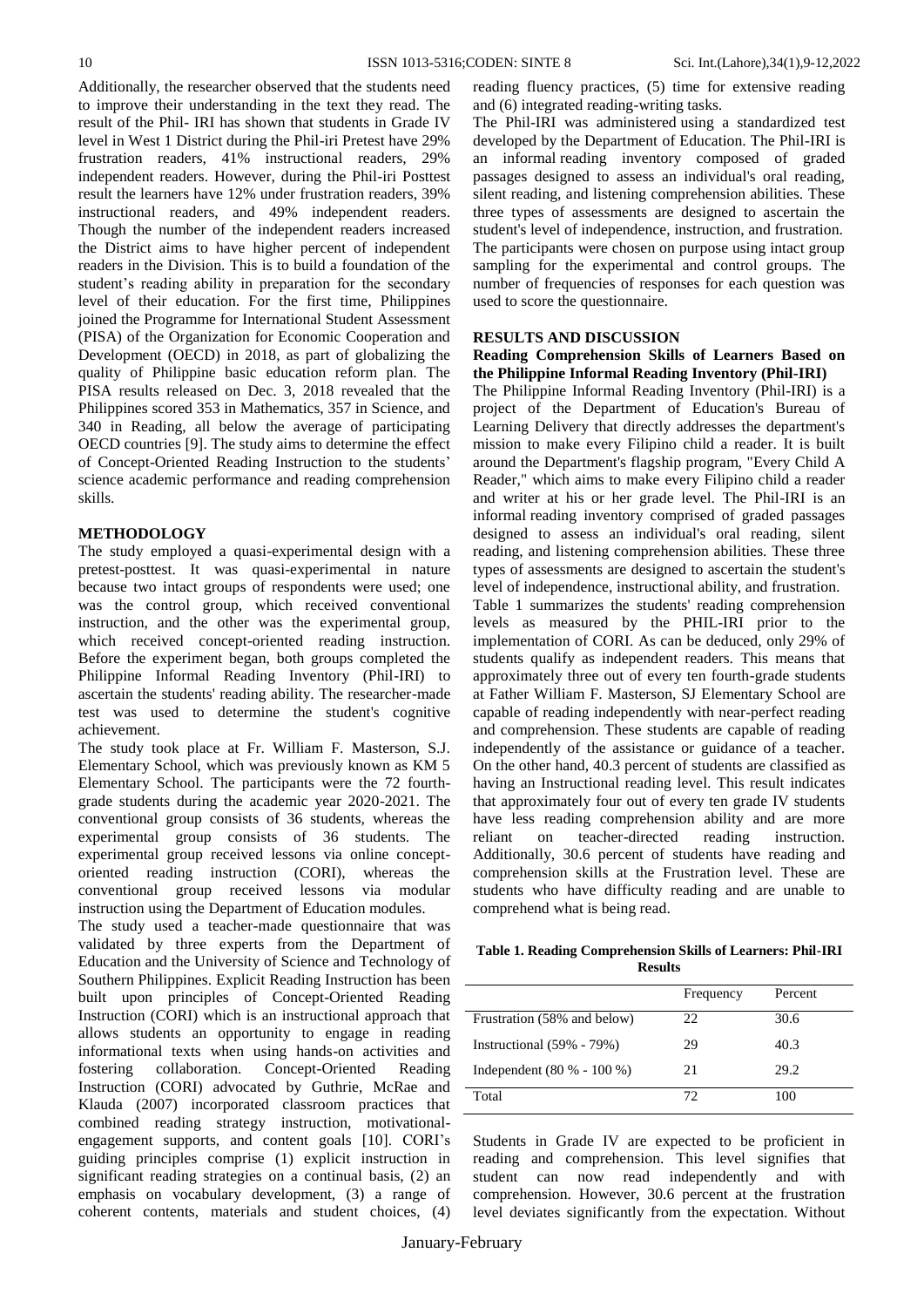Additionally, the researcher observed that the students need to improve their understanding in the text they read. The result of the Phil- IRI has shown that students in Grade IV level in West 1 District during the Phil-iri Pretest have 29% frustration readers, 41% instructional readers, 29% independent readers. However, during the Phil-iri Posttest result the learners have 12% under frustration readers, 39% instructional readers, and 49% independent readers. Though the number of the independent readers increased the District aims to have higher percent of independent readers in the Division. This is to build a foundation of the student's reading ability in preparation for the secondary level of their education. For the first time, Philippines joined the Programme for International Student Assessment (PISA) of the Organization for Economic Cooperation and Development (OECD) in 2018, as part of globalizing the quality of Philippine basic education reform plan. The PISA results released on Dec. 3, 2018 revealed that the Philippines scored 353 in Mathematics, 357 in Science, and 340 in Reading, all below the average of participating OECD countries [9]. The study aims to determine the effect of Concept-Oriented Reading Instruction to the students' science academic performance and reading comprehension skills.

## METHODOLOGY

The study employed a quasi-experimental design with a pretest-posttest. It was quasi-experimental in nature because two intact groups of respondents were used; one was the control group, which received conventional instruction, and the other was the experimental group, which received concept-oriented reading instruction. Before the experiment began, both groups completed the Philippine Informal Reading Inventory (Phil-IRI) to ascertain the students' reading ability. The researcher-made test was used to determine the student's cognitive achievement.

The study took place at Fr. William F. Masterson, S.J. Elementary School, which was previously known as KM 5 Elementary School. The participants were the 72 fourth-grade students during the academic year 2020-2021. The conventional group consists of 36 students, whereas the experimental group consists of 36 students. The experimental group received lessons via online concept-oriented reading instruction (CORI), whereas the conventional group received lessons via modular instruction using the Department of Education modules.

The study used a teacher-made questionnaire that was validated by three experts from the Department of Education and the University of Science and Technology of Southern Philippines. Explicit Reading Instruction has been built upon principles of Concept-Oriented Reading Instruction (CORI) which is an instructional approach that allows students an opportunity to engage in reading informational texts when using hands-on activities and fostering collaboration. Concept-Oriented Reading Instruction (CORI) advocated by Guthrie, McRae and Klauda (2007) incorporated classroom practices that combined reading strategy instruction, motivational-engagement supports, and content goals [10]. CORI's guiding principles comprise (1) explicit instruction in significant reading strategies on a continual basis, (2) an emphasis on vocabulary development, (3) a range of coherent contents, materials and student choices, (4) reading fluency practices, (5) time for extensive reading and (6) integrated reading-writing tasks.

The Phil-IRI was administered using a standardized test developed by the Department of Education. The Phil-IRI is an informal reading inventory composed of graded passages designed to assess an individual's oral reading, silent reading, and listening comprehension abilities. These three types of assessments are designed to ascertain the student's level of independence, instruction, and frustration. The participants were chosen on purpose using intact group sampling for the experimental and control groups. The number of frequencies of responses for each question was used to score the questionnaire.

## RESULTS AND DISCUSSION

### Reading Comprehension Skills of Learners Based on the Philippine Informal Reading Inventory (Phil-IRI)

The Philippine Informal Reading Inventory (Phil-IRI) is a project of the Department of Education's Bureau of Learning Delivery that directly addresses the department's mission to make every Filipino child a reader. It is built around the Department's flagship program, "Every Child A Reader," which aims to make every Filipino child a reader and writer at his or her grade level. The Phil-IRI is an informal reading inventory comprised of graded passages designed to assess an individual's oral reading, silent reading, and listening comprehension abilities. These three types of assessments are designed to ascertain the student's level of independence, instructional ability, and frustration.

Table 1 summarizes the students' reading comprehension levels as measured by the PHIL-IRI prior to the implementation of CORI. As can be deduced, only 29% of students qualify as independent readers. This means that approximately three out of every ten fourth-grade students at Father William F. Masterson, SJ Elementary School are capable of reading independently with near-perfect reading and comprehension. These students are capable of reading independently of the assistance or guidance of a teacher. On the other hand, 40.3 percent of students are classified as having an Instructional reading level. This result indicates that approximately four out of every ten grade IV students have less reading comprehension ability and are more reliant on teacher-directed reading instruction. Additionally, 30.6 percent of students have reading and comprehension skills at the Frustration level. These are students who have difficulty reading and are unable to comprehend what is being read.

**Table 1. Reading Comprehension Skills of Learners: Phil-IRI Results**

| | Frequency | Percent |
|---|---|---|
| Frustration (58% and below) | 22 | 30.6 |
| Instructional (59% - 79%) | 29 | 40.3 |
| Independent (80 % - 100 %) | 21 | 29.2 |
| Total | 72 | 100 |

Students in Grade IV are expected to be proficient in reading and comprehension. This level signifies that student can now read independently and with comprehension. However, 30.6 percent at the frustration level deviates significantly from the expectation. Without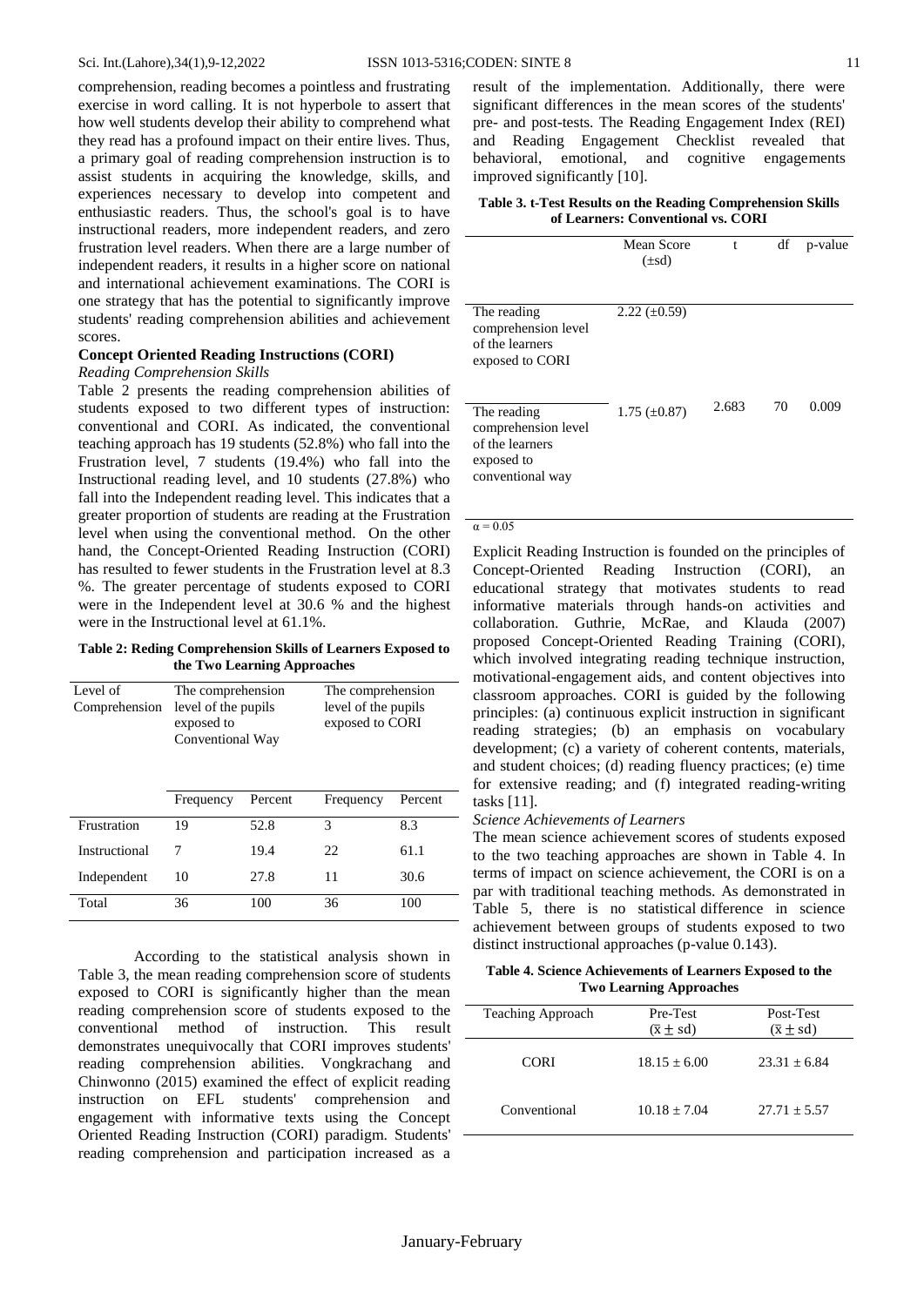comprehension, reading becomes a pointless and frustrating exercise in word calling. It is not hyperbole to assert that how well students develop their ability to comprehend what they read has a profound impact on their entire lives. Thus, a primary goal of reading comprehension instruction is to assist students in acquiring the knowledge, skills, and experiences necessary to develop into competent and enthusiastic readers. Thus, the school's goal is to have instructional readers, more independent readers, and zero frustration level readers. When there are a large number of independent readers, it results in a higher score on national and international achievement examinations. The CORI is one strategy that has the potential to significantly improve students' reading comprehension abilities and achievement scores.

**Concept Oriented Reading Instructions (CORI)**

*Reading Comprehension Skills*

Table 2 presents the reading comprehension abilities of students exposed to two different types of instruction: conventional and CORI. As indicated, the conventional teaching approach has 19 students (52.8%) who fall into the Frustration level, 7 students (19.4%) who fall into the Instructional reading level, and 10 students (27.8%) who fall into the Independent reading level. This indicates that a greater proportion of students are reading at the Frustration level when using the conventional method. On the other hand, the Concept-Oriented Reading Instruction (CORI) has resulted to fewer students in the Frustration level at 8.3 %. The greater percentage of students exposed to CORI were in the Independent level at 30.6 % and the highest were in the Instructional level at 61.1%.

**Table 2: Reding Comprehension Skills of Learners Exposed to the Two Learning Approaches**

| Level of Comprehension | The comprehension level of the pupils exposed to Conventional Way | | The comprehension level of the pupils exposed to CORI | |
|---|---|---|---|---|
| | Frequency | Percent | Frequency | Percent |
| Frustration | 19 | 52.8 | 3 | 8.3 |
| Instructional | 7 | 19.4 | 22 | 61.1 |
| Independent | 10 | 27.8 | 11 | 30.6 |
| Total | 36 | 100 | 36 | 100 |

According to the statistical analysis shown in Table 3, the mean reading comprehension score of students exposed to CORI is significantly higher than the mean reading comprehension score of students exposed to the conventional method of instruction. This result demonstrates unequivocally that CORI improves students' reading comprehension abilities. Vongkrachang and Chinwonno (2015) examined the effect of explicit reading instruction on EFL students' comprehension and engagement with informative texts using the Concept Oriented Reading Instruction (CORI) paradigm. Students' reading comprehension and participation increased as a result of the implementation. Additionally, there were significant differences in the mean scores of the students' pre- and post-tests. The Reading Engagement Index (REI) and Reading Engagement Checklist revealed that behavioral, emotional, and cognitive engagements improved significantly [10].

**Table 3. t-Test Results on the Reading Comprehension Skills of Learners: Conventional vs. CORI**

| | Mean Score (±sd) | t | df | p-value |
|---|---|---|---|---|
| The reading comprehension level of the learners exposed to CORI | 2.22 (±0.59) | | | |
| The reading comprehension level of the learners exposed to conventional way | 1.75 (±0.87) | 2.683 | 70 | 0.009 |

$\alpha = 0.05$

Explicit Reading Instruction is founded on the principles of Concept-Oriented Reading Instruction (CORI), an educational strategy that motivates students to read informative materials through hands-on activities and collaboration. Guthrie, McRae, and Klauda (2007) proposed Concept-Oriented Reading Training (CORI), which involved integrating reading technique instruction, motivational-engagement aids, and content objectives into classroom approaches. CORI is guided by the following principles: (a) continuous explicit instruction in significant reading strategies; (b) an emphasis on vocabulary development; (c) a variety of coherent contents, materials, and student choices; (d) reading fluency practices; (e) time for extensive reading; and (f) integrated reading-writing tasks [11].

*Science Achievements of Learners*

The mean science achievement scores of students exposed to the two teaching approaches are shown in Table 4. In terms of impact on science achievement, the CORI is on a par with traditional teaching methods. As demonstrated in Table 5, there is no statistical difference in science achievement between groups of students exposed to two distinct instructional approaches (p-value 0.143).

**Table 4. Science Achievements of Learners Exposed to the Two Learning Approaches**

| Teaching Approach | Pre-Test ($\bar{x} \pm$ sd) | Post-Test ($\bar{x} \pm$ sd) |
|---|---|---|
| CORI | $18.15 \pm 6.00$ | $23.31 \pm 6.84$ |
| Conventional | $10.18 \pm 7.04$ | $27.71 \pm 5.57$ |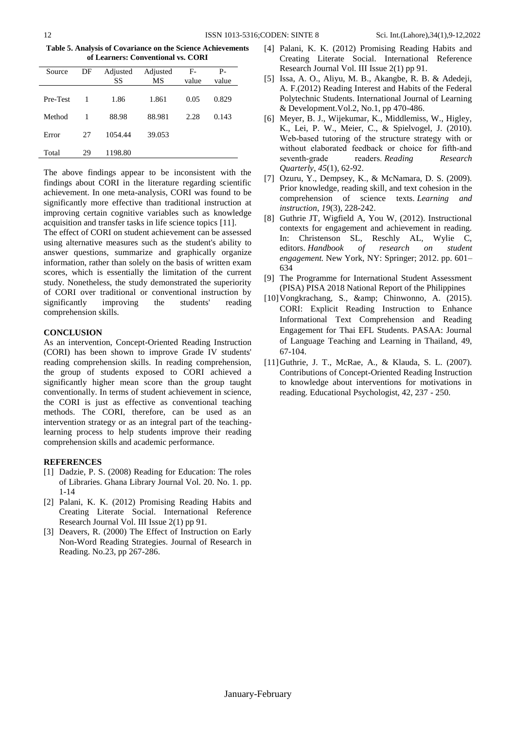**Table 5. Analysis of Covariance on the Science Achievements of Learners: Conventional vs. CORI**

| Source | DF | Adjusted SS | Adjusted MS | F-value | P-value |
|---|---|---|---|---|---|
| Pre-Test | 1 | 1.86 | 1.861 | 0.05 | 0.829 |
| Method | 1 | 88.98 | 88.981 | 2.28 | 0.143 |
| Error | 27 | 1054.44 | 39.053 | | |
| Total | 29 | 1198.80 | | | |

The above findings appear to be inconsistent with the findings about CORI in the literature regarding scientific achievement. In one meta-analysis, CORI was found to be significantly more effective than traditional instruction at improving certain cognitive variables such as knowledge acquisition and transfer tasks in life science topics [11].

The effect of CORI on student achievement can be assessed using alternative measures such as the student's ability to answer questions, summarize and graphically organize information, rather than solely on the basis of written exam scores, which is essentially the limitation of the current study. Nonetheless, the study demonstrated the superiority of CORI over traditional or conventional instruction by significantly improving the students' reading comprehension skills.

## CONCLUSION

As an intervention, Concept-Oriented Reading Instruction (CORI) has been shown to improve Grade IV students' reading comprehension skills. In reading comprehension, the group of students exposed to CORI achieved a significantly higher mean score than the group taught conventionally. In terms of student achievement in science, the CORI is just as effective as conventional teaching methods. The CORI, therefore, can be used as an intervention strategy or as an integral part of the teaching-learning process to help students improve their reading comprehension skills and academic performance.

## REFERENCES

[1] Dadzie, P. S. (2008) Reading for Education: The roles of Libraries. Ghana Library Journal Vol. 20. No. 1. pp. 1-14

[2] Palani, K. K. (2012) Promising Reading Habits and Creating Literate Social. International Reference Research Journal Vol. III Issue 2(1) pp 91.

[3] Deavers, R. (2000) The Effect of Instruction on Early Non-Word Reading Strategies. Journal of Research in Reading. No.23, pp 267-286.

[4] Palani, K. K. (2012) Promising Reading Habits and Creating Literate Social. International Reference Research Journal Vol. III Issue 2(1) pp 91.

[5] Issa, A. O., Aliyu, M. B., Akangbe, R. B. & Adedeji, A. F.(2012) Reading Interest and Habits of the Federal Polytechnic Students. International Journal of Learning & Development.Vol.2, No.1, pp 470-486.

[6] Meyer, B. J., Wijekumar, K., Middlemiss, W., Higley, K., Lei, P. W., Meier, C., & Spielvogel, J. (2010). Web-based tutoring of the structure strategy with or without elaborated feedback or choice for fifth-and seventh-grade readers. *Reading Research Quarterly*, *45*(1), 62-92.

[7] Ozuru, Y., Dempsey, K., & McNamara, D. S. (2009). Prior knowledge, reading skill, and text cohesion in the comprehension of science texts. *Learning and instruction*, *19*(3), 228-242.

[8] Guthrie JT, Wigfield A, You W, (2012). Instructional contexts for engagement and achievement in reading. In: Christenson SL, Reschly AL, Wylie C, editors. *Handbook of research on student engagement.* New York, NY: Springer; 2012. pp. 601–634

[9] The Programme for International Student Assessment (PISA) PISA 2018 National Report of the Philippines

[10] Vongkrachang, S., &amp; Chinwonno, A. (2015). CORI: Explicit Reading Instruction to Enhance Informational Text Comprehension and Reading Engagement for Thai EFL Students. PASAA: Journal of Language Teaching and Learning in Thailand, 49, 67-104.

[11] Guthrie, J. T., McRae, A., & Klauda, S. L. (2007). Contributions of Concept-Oriented Reading Instruction to knowledge about interventions for motivations in reading. Educational Psychologist, 42, 237 - 250.